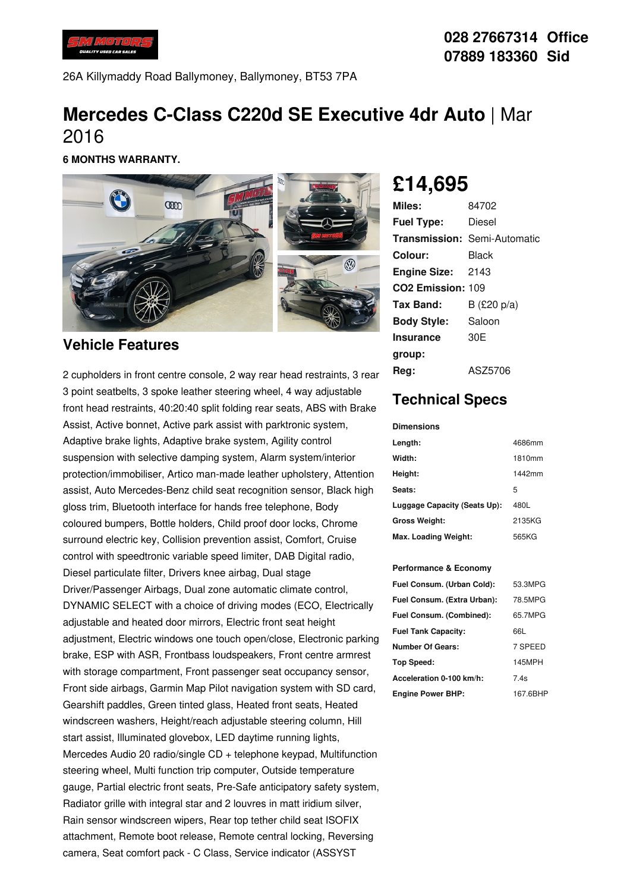028 27667314 Office
07889 183360 Sid

26A Killymaddy Road Ballymoney, Ballymoney, BT53 7PA

# Mercedes C-Class C220d SE Executive 4dr Auto | Mar 2016

**6 MONTHS WARRANTY.**

## £14,695

| | |
|---|---|
| **Miles:** | 84702 |
| **Fuel Type:** | Diesel |
| **Transmission:** | Semi-Automatic |
| **Colour:** | Black |
| **Engine Size:** | 2143 |
| **CO2 Emission:** | 109 |
| **Tax Band:** | B (£20 p/a) |
| **Body Style:** | Saloon |
| **Insurance group:** | 30E |
| **Reg:** | ASZ5706 |

## Vehicle Features

2 cupholders in front centre console, 2 way rear head restraints, 3 rear 3 point seatbelts, 3 spoke leather steering wheel, 4 way adjustable front head restraints, 40:20:40 split folding rear seats, ABS with Brake Assist, Active bonnet, Active park assist with parktronic system, Adaptive brake lights, Adaptive brake system, Agility control suspension with selective damping system, Alarm system/interior protection/immobiliser, Artico man-made leather upholstery, Attention assist, Auto Mercedes-Benz child seat recognition sensor, Black high gloss trim, Bluetooth interface for hands free telephone, Body coloured bumpers, Bottle holders, Child proof door locks, Chrome surround electric key, Collision prevention assist, Comfort, Cruise control with speedtronic variable speed limiter, DAB Digital radio, Diesel particulate filter, Drivers knee airbag, Dual stage Driver/Passenger Airbags, Dual zone automatic climate control, DYNAMIC SELECT with a choice of driving modes (ECO, Electrically adjustable and heated door mirrors, Electric front seat height adjustment, Electric windows one touch open/close, Electronic parking brake, ESP with ASR, Frontbass loudspeakers, Front centre armrest with storage compartment, Front passenger seat occupancy sensor, Front side airbags, Garmin Map Pilot navigation system with SD card, Gearshift paddles, Green tinted glass, Heated front seats, Heated windscreen washers, Height/reach adjustable steering column, Hill start assist, Illuminated glovebox, LED daytime running lights, Mercedes Audio 20 radio/single CD + telephone keypad, Multifunction steering wheel, Multi function trip computer, Outside temperature gauge, Partial electric front seats, Pre-Safe anticipatory safety system, Radiator grille with integral star and 2 louvres in matt iridium silver, Rain sensor windscreen wipers, Rear top tether child seat ISOFIX attachment, Remote boot release, Remote central locking, Reversing camera, Seat comfort pack - C Class, Service indicator (ASSYST

## Technical Specs

**Dimensions**

| | |
|---|---|
| **Length:** | 4686mm |
| **Width:** | 1810mm |
| **Height:** | 1442mm |
| **Seats:** | 5 |
| **Luggage Capacity (Seats Up):** | 480L |
| **Gross Weight:** | 2135KG |
| **Max. Loading Weight:** | 565KG |

**Performance & Economy**

| | |
|---|---|
| **Fuel Consum. (Urban Cold):** | 53.3MPG |
| **Fuel Consum. (Extra Urban):** | 78.5MPG |
| **Fuel Consum. (Combined):** | 65.7MPG |
| **Fuel Tank Capacity:** | 66L |
| **Number Of Gears:** | 7 SPEED |
| **Top Speed:** | 145MPH |
| **Acceleration 0-100 km/h:** | 7.4s |
| **Engine Power BHP:** | 167.6BHP |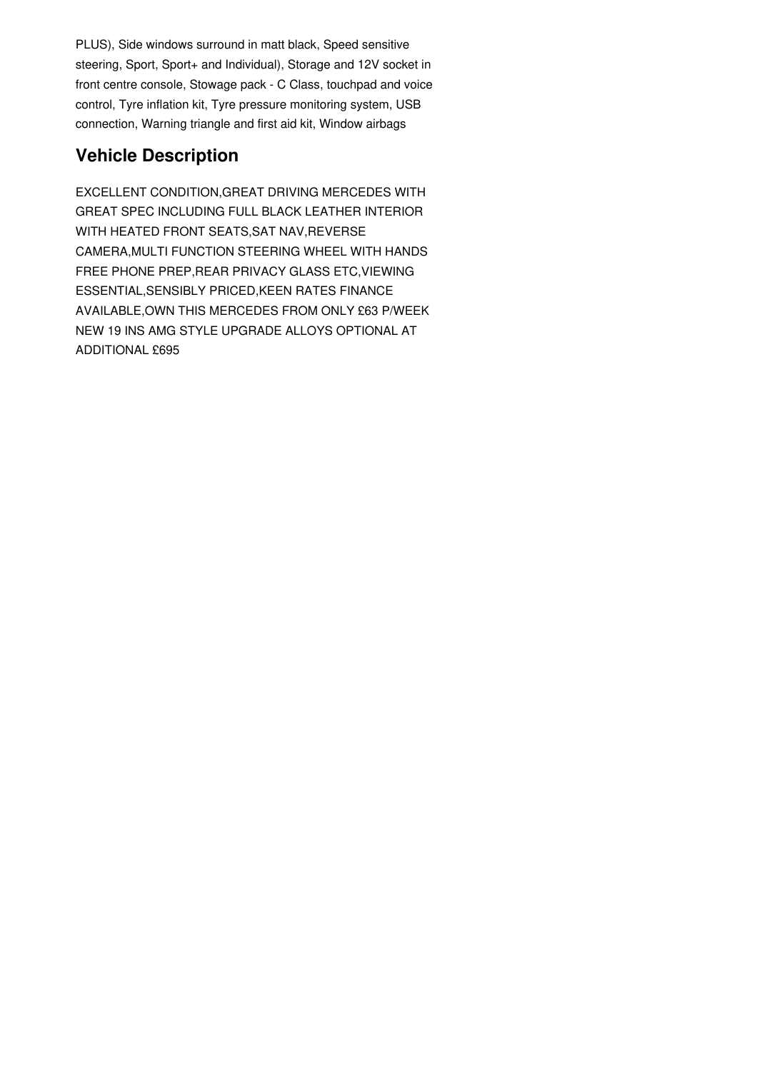PLUS), Side windows surround in matt black, Speed sensitive steering, Sport, Sport+ and Individual), Storage and 12V socket in front centre console, Stowage pack - C Class, touchpad and voice control, Tyre inflation kit, Tyre pressure monitoring system, USB connection, Warning triangle and first aid kit, Window airbags

## Vehicle Description

EXCELLENT CONDITION,GREAT DRIVING MERCEDES WITH GREAT SPEC INCLUDING FULL BLACK LEATHER INTERIOR WITH HEATED FRONT SEATS,SAT NAV,REVERSE CAMERA,MULTI FUNCTION STEERING WHEEL WITH HANDS FREE PHONE PREP,REAR PRIVACY GLASS ETC,VIEWING ESSENTIAL,SENSIBLY PRICED,KEEN RATES FINANCE AVAILABLE,OWN THIS MERCEDES FROM ONLY £63 P/WEEK NEW 19 INS AMG STYLE UPGRADE ALLOYS OPTIONAL AT ADDITIONAL £695